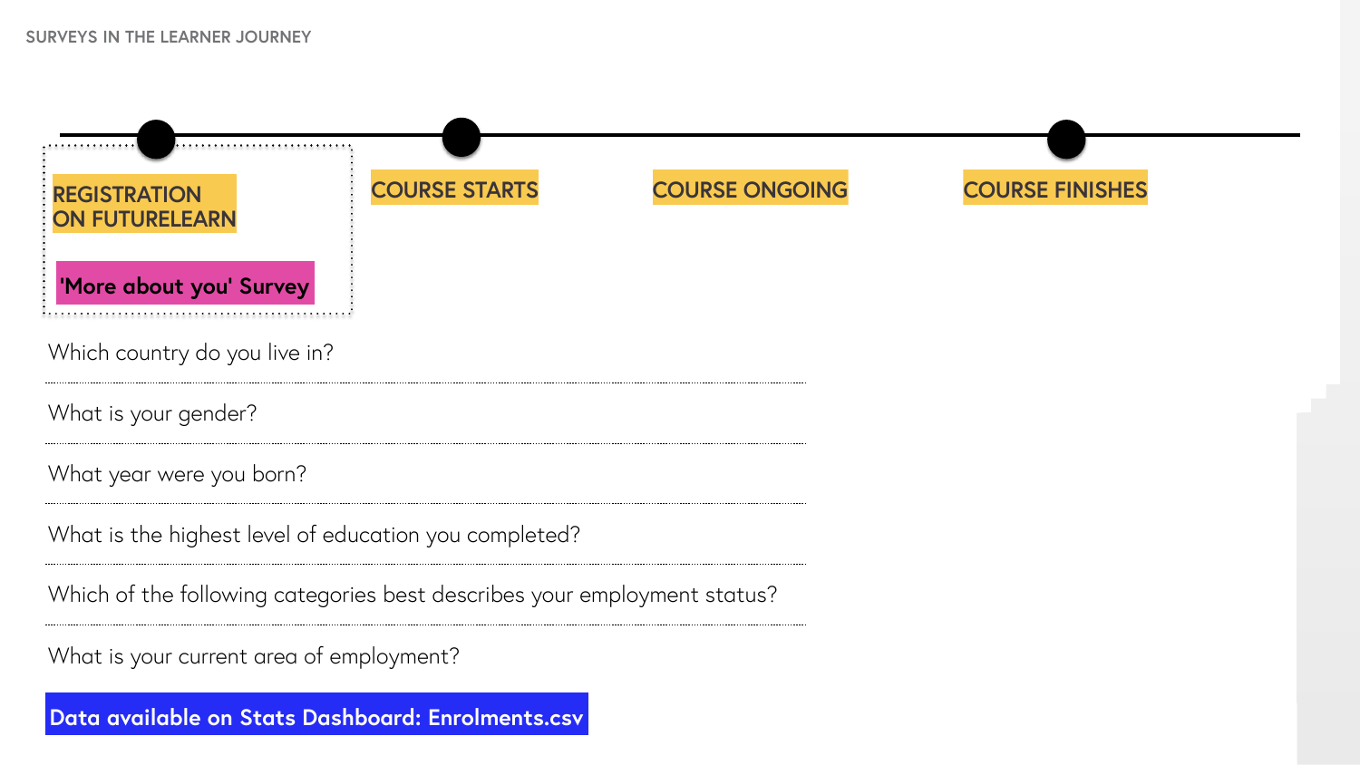## SURVEYS IN THE LEARNER JOURNEY

**REGISTRATION ON FUTURELEARN** — **COURSE STARTS** — **COURSE ONGOING** — **COURSE FINISHES**

### 'More about you' Survey

- Which country do you live in?
- What is your gender?
- What year were you born?
- What is the highest level of education you completed?
- Which of the following categories best describes your employment status?
- What is your current area of employment?

**Data available on Stats Dashboard: Enrolments.csv**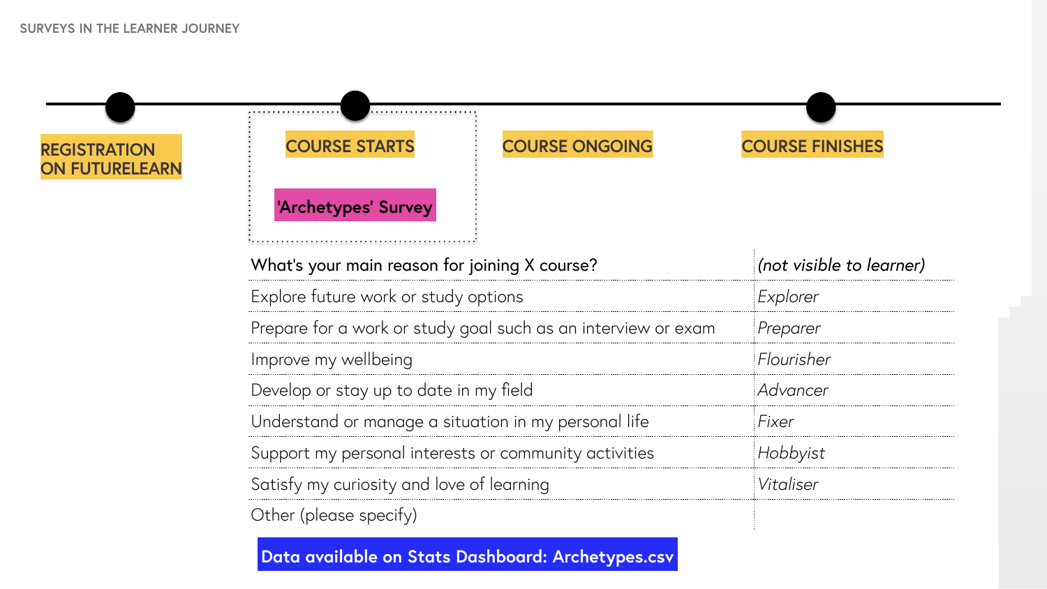SURVEYS IN THE LEARNER JOURNEY

REGISTRATION ON FUTURELEARN

COURSE STARTS

'Archetypes' Survey

COURSE ONGOING

COURSE FINISHES

| What's your main reason for joining X course? | *(not visible to learner)* |
| --- | --- |
| Explore future work or study options | *Explorer* |
| Prepare for a work or study goal such as an interview or exam | *Preparer* |
| Improve my wellbeing | *Flourisher* |
| Develop or stay up to date in my field | *Advancer* |
| Understand or manage a situation in my personal life | *Fixer* |
| Support my personal interests or community activities | *Hobbyist* |
| Satisfy my curiosity and love of learning | *Vitaliser* |
| Other (please specify) | |

**Data available on Stats Dashboard: Archetypes.csv**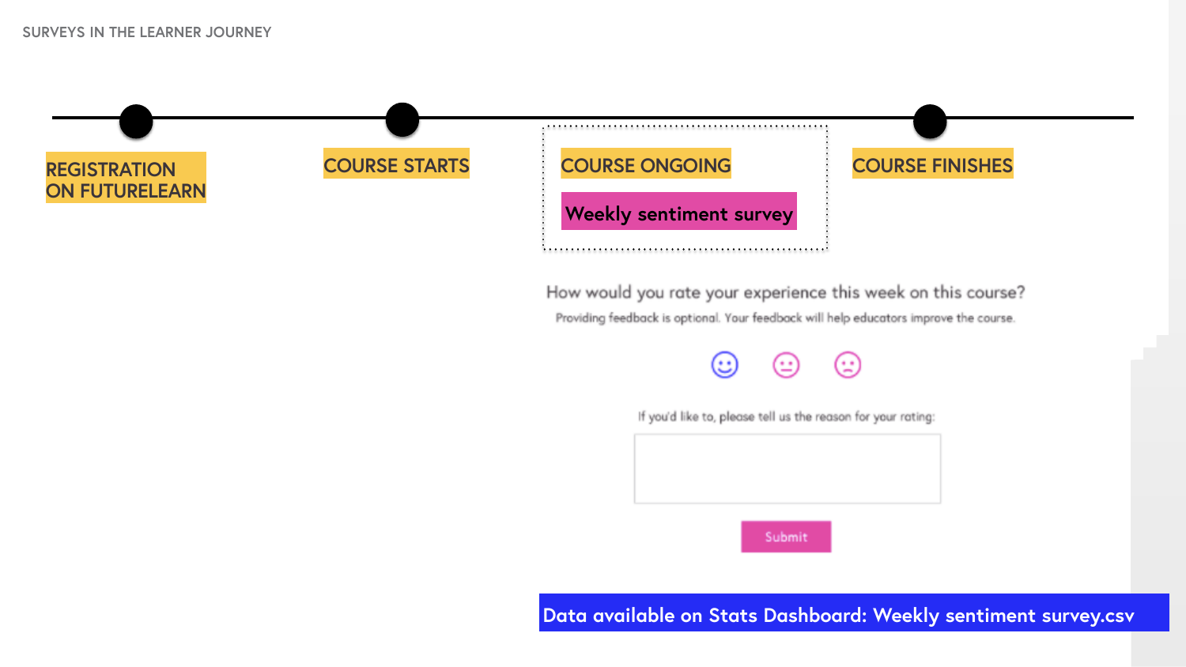SURVEYS IN THE LEARNER JOURNEY

REGISTRATION ON FUTURELEARN

COURSE STARTS

COURSE ONGOING

**Weekly sentiment survey**

COURSE FINISHES

How would you rate your experience this week on this course?

Providing feedback is optional. Your feedback will help educators improve the course.

If you'd like to, please tell us the reason for your rating:

Submit

**Data available on Stats Dashboard: Weekly sentiment survey.csv**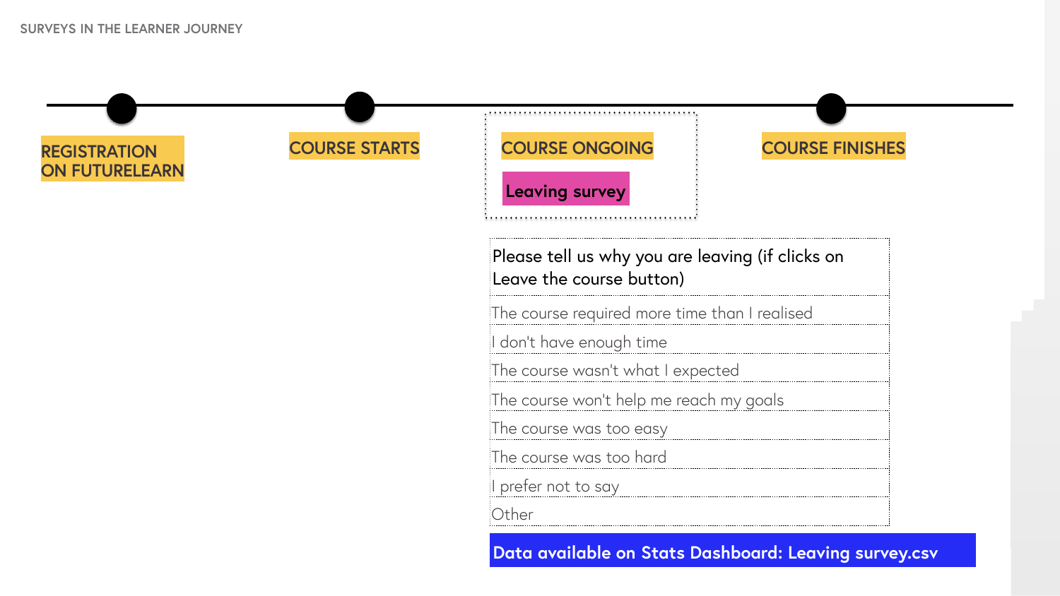SURVEYS IN THE LEARNER JOURNEY

REGISTRATION ON FUTURELEARN

COURSE STARTS

COURSE ONGOING

**Leaving survey**

COURSE FINISHES

| Please tell us why you are leaving (if clicks on Leave the course button) |
| --- |
| The course required more time than I realised |
| I don't have enough time |
| The course wasn't what I expected |
| The course won't help me reach my goals |
| The course was too easy |
| The course was too hard |
| I prefer not to say |
| Other |

**Data available on Stats Dashboard: Leaving survey.csv**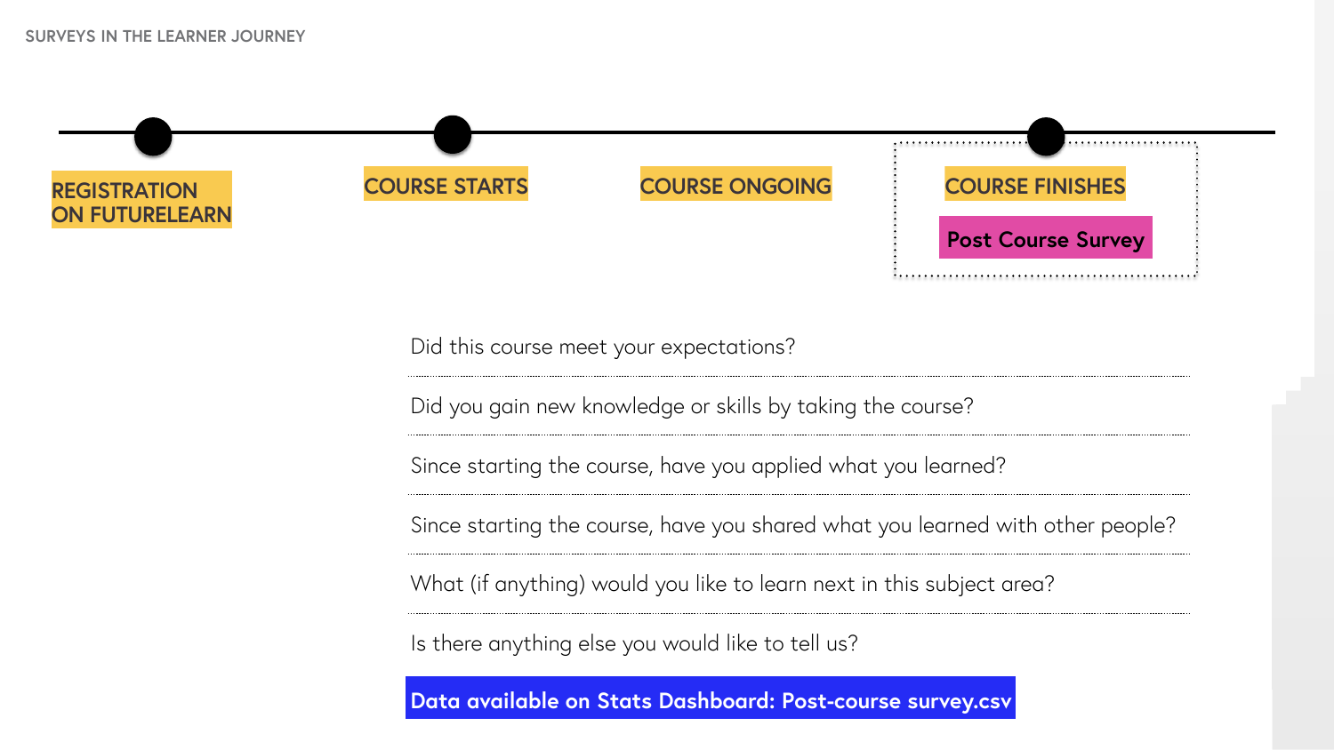SURVEYS IN THE LEARNER JOURNEY

REGISTRATION ON FUTURELEARN

COURSE STARTS

COURSE ONGOING

COURSE FINISHES

**Post Course Survey**

- Did this course meet your expectations?
- Did you gain new knowledge or skills by taking the course?
- Since starting the course, have you applied what you learned?
- Since starting the course, have you shared what you learned with other people?
- What (if anything) would you like to learn next in this subject area?
- Is there anything else you would like to tell us?

**Data available on Stats Dashboard: Post-course survey.csv**